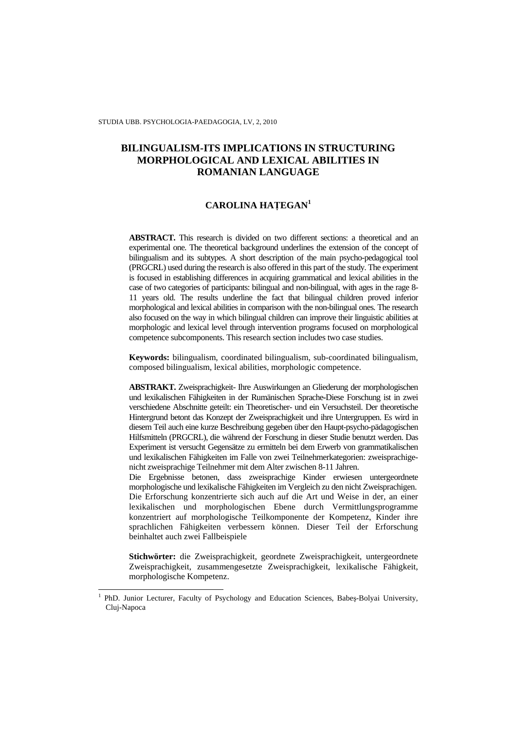# BILINGUALISM-ITS IMPLICATIONS IN STRUCTURING MORPHOLOGICAL AND LEXICAL ABILITIES IN ROMANIAN LANGUAGE

## CAROLINA HAȚEGAN[1]

**ABSTRACT.** This research is divided on two different sections: a theoretical and an experimental one. The theoretical background underlines the extension of the concept of bilingualism and its subtypes. A short description of the main psycho-pedagogical tool (PRGCRL) used during the research is also offered in this part of the study. The experiment is focused in establishing differences in acquiring grammatical and lexical abilities in the case of two categories of participants: bilingual and non-bilingual, with ages in the rage 8-11 years old. The results underline the fact that bilingual children proved inferior morphological and lexical abilities in comparison with the non-bilingual ones. The research also focused on the way in which bilingual children can improve their linguistic abilities at morphologic and lexical level through intervention programs focused on morphological competence subcomponents. This research section includes two case studies.

**Keywords:** bilingualism, coordinated bilingualism, sub-coordinated bilingualism, composed bilingualism, lexical abilities, morphologic competence.

**ABSTRAKT.** Zweisprachigkeit- Ihre Auswirkungen an Gliederung der morphologischen und lexikalischen Fähigkeiten in der Rumänischen Sprache-Diese Forschung ist in zwei verschiedene Abschnitte geteilt: ein Theoretischer- und ein Versuchsteil. Der theoretische Hintergrund betont das Konzept der Zweisprachigkeit und ihre Untergruppen. Es wird in diesem Teil auch eine kurze Beschreibung gegeben über den Haupt-psycho-pädagogischen Hilfsmitteln (PRGCRL), die während der Forschung in dieser Studie benutzt werden. Das Experiment ist versucht Gegensätze zu ermitteln bei dem Erwerb von grammatikalischen und lexikalischen Fähigkeiten im Falle von zwei Teilnehmerkategorien: zweisprachige-nicht zweisprachige Teilnehmer mit dem Alter zwischen 8-11 Jahren.
Die Ergebnisse betonen, dass zweisprachige Kinder erwiesen untergeordnete morphologische und lexikalische Fähigkeiten im Vergleich zu den nicht Zweisprachigen. Die Erforschung konzentrierte sich auch auf die Art und Weise in der, an einer lexikalischen und morphologischen Ebene durch Vermittlungsprogramme konzentriert auf morphologische Teilkomponente der Kompetenz, Kinder ihre sprachlichen Fähigkeiten verbessern können. Dieser Teil der Erforschung beinhaltet auch zwei Fallbeispiele

**Stichwörter:** die Zweisprachigkeit, geordnete Zweisprachigkeit, untergeordnete Zweisprachigkeit, zusammengesetzte Zweisprachigkeit, lexikalische Fähigkeit, morphologische Kompetenz.

---

[1] PhD. Junior Lecturer, Faculty of Psychology and Education Sciences, Babeş-Bolyai University, Cluj-Napoca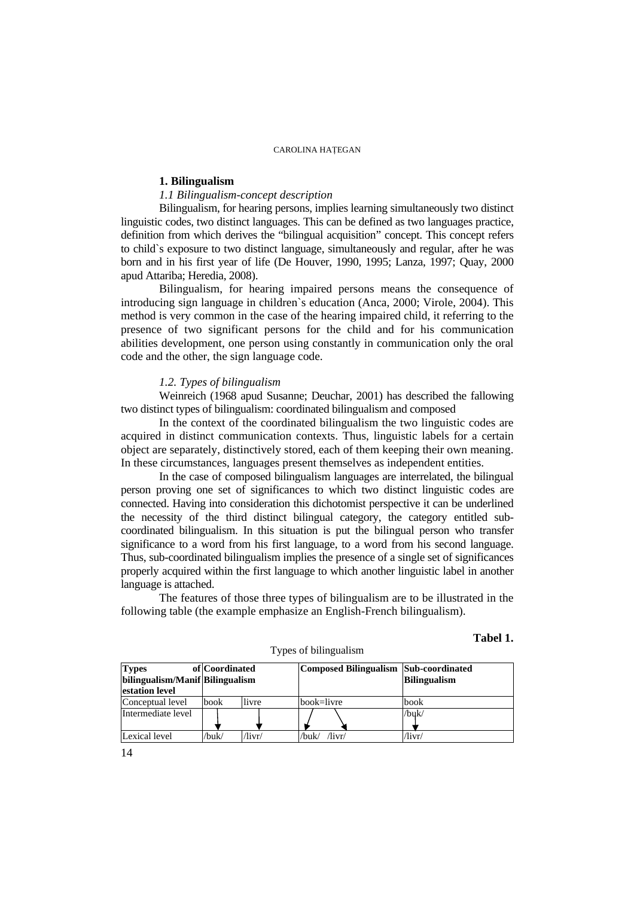## 1. Bilingualism

*1.1 Bilingualism-concept description*

Bilingualism, for hearing persons, implies learning simultaneously two distinct linguistic codes, two distinct languages. This can be defined as two languages practice, definition from which derives the "bilingual acquisition" concept. This concept refers to child`s exposure to two distinct language, simultaneously and regular, after he was born and in his first year of life (De Houver, 1990, 1995; Lanza, 1997; Quay, 2000 apud Attariba; Heredia, 2008).

Bilingualism, for hearing impaired persons means the consequence of introducing sign language in children`s education (Anca, 2000; Virole, 2004). This method is very common in the case of the hearing impaired child, it referring to the presence of two significant persons for the child and for his communication abilities development, one person using constantly in communication only the oral code and the other, the sign language code.

*1.2. Types of bilingualism*

Weinreich (1968 apud Susanne; Deuchar, 2001) has described the fallowing two distinct types of bilingualism: coordinated bilingualism and composed

In the context of the coordinated bilingualism the two linguistic codes are acquired in distinct communication contexts. Thus, linguistic labels for a certain object are separately, distinctively stored, each of them keeping their own meaning. In these circumstances, languages present themselves as independent entities.

In the case of composed bilingualism languages are interrelated, the bilingual person proving one set of significances to which two distinct linguistic codes are connected. Having into consideration this dichotomist perspective it can be underlined the necessity of the third distinct bilingual category, the category entitled sub-coordinated bilingualism. In this situation is put the bilingual person who transfer significance to a word from his first language, to a word from his second language. Thus, sub-coordinated bilingualism implies the presence of a single set of significances properly acquired within the first language to which another linguistic label in another language is attached.

The features of those three types of bilingualism are to be illustrated in the following table (the example emphasize an English-French bilingualism).

**Tabel 1.**

Types of bilingualism

| **Types of bilingualism/Manifestation level** | **Coordinated Bilingualism** | | **Composed Bilingualism** | **Sub-coordinated Bilingualism** |
|---|---|---|---|---|
| Conceptual level | book | livre | book=livre | book |
| Intermediate level | ↓ | ↓ | ↙ ↘ | /buk/ ↓ |
| Lexical level | /buk/ | /livr/ | /buk/ /livr/ | /livr/ |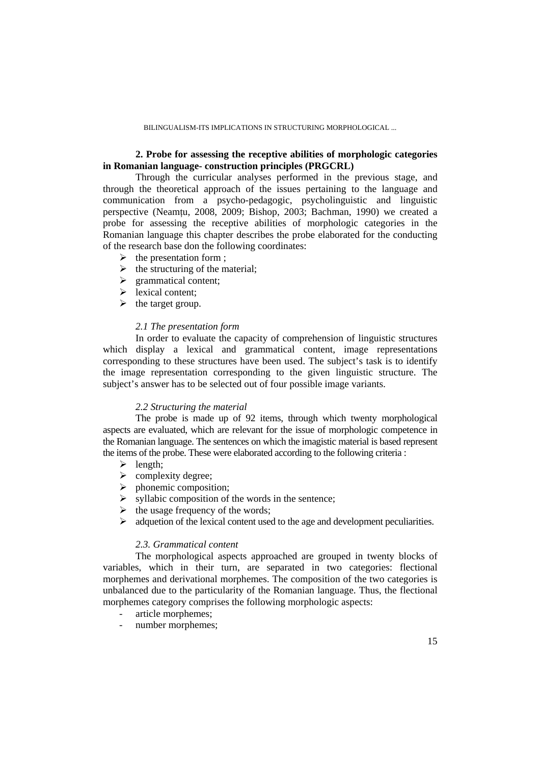## 2. Probe for assessing the receptive abilities of morphologic categories in Romanian language- construction principles (PRGCRL)

Through the curricular analyses performed in the previous stage, and through the theoretical approach of the issues pertaining to the language and communication from a psycho-pedagogic, psycholinguistic and linguistic perspective (Neamțu, 2008, 2009; Bishop, 2003; Bachman, 1990) we created a probe for assessing the receptive abilities of morphologic categories in the Romanian language this chapter describes the probe elaborated for the conducting of the research base don the following coordinates:

- the presentation form ;
- the structuring of the material;
- grammatical content;
- lexical content;
- the target group.

### *2.1 The presentation form*

In order to evaluate the capacity of comprehension of linguistic structures which display a lexical and grammatical content, image representations corresponding to these structures have been used. The subject's task is to identify the image representation corresponding to the given linguistic structure. The subject's answer has to be selected out of four possible image variants.

### *2.2 Structuring the material*

The probe is made up of 92 items, through which twenty morphological aspects are evaluated, which are relevant for the issue of morphologic competence in the Romanian language. The sentences on which the imagistic material is based represent the items of the probe. These were elaborated according to the following criteria :

- length;
- complexity degree;
- phonemic composition;
- syllabic composition of the words in the sentence;
- the usage frequency of the words;
- adquetion of the lexical content used to the age and development peculiarities.

### *2.3. Grammatical content*

The morphological aspects approached are grouped in twenty blocks of variables, which in their turn, are separated in two categories: flectional morphemes and derivational morphemes. The composition of the two categories is unbalanced due to the particularity of the Romanian language. Thus, the flectional morphemes category comprises the following morphologic aspects:

- article morphemes;
- number morphemes;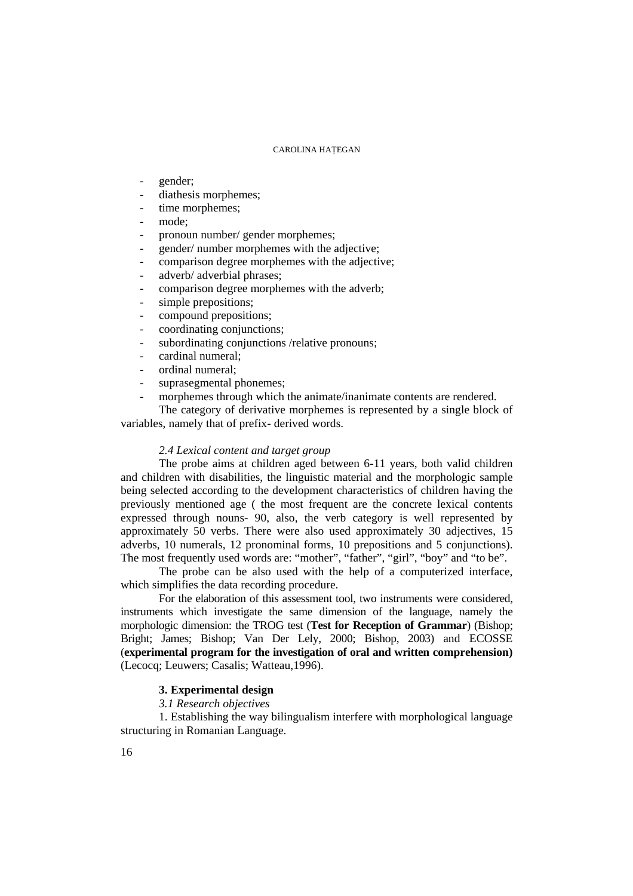- gender;
- diathesis morphemes;
- time morphemes;
- mode;
- pronoun number/ gender morphemes;
- gender/ number morphemes with the adjective;
- comparison degree morphemes with the adjective;
- adverb/ adverbial phrases;
- comparison degree morphemes with the adverb;
- simple prepositions;
- compound prepositions;
- coordinating conjunctions;
- subordinating conjunctions /relative pronouns;
- cardinal numeral;
- ordinal numeral;
- suprasegmental phonemes;
- morphemes through which the animate/inanimate contents are rendered.

The category of derivative morphemes is represented by a single block of variables, namely that of prefix- derived words.

*2.4 Lexical content and target group*

The probe aims at children aged between 6-11 years, both valid children and children with disabilities, the linguistic material and the morphologic sample being selected according to the development characteristics of children having the previously mentioned age ( the most frequent are the concrete lexical contents expressed through nouns- 90, also, the verb category is well represented by approximately 50 verbs. There were also used approximately 30 adjectives, 15 adverbs, 10 numerals, 12 pronominal forms, 10 prepositions and 5 conjunctions). The most frequently used words are: “mother”, “father”, “girl”, “boy” and “to be”.

The probe can be also used with the help of a computerized interface, which simplifies the data recording procedure.

For the elaboration of this assessment tool, two instruments were considered, instruments which investigate the same dimension of the language, namely the morphologic dimension: the TROG test (**Test for Reception of Grammar**) (Bishop; Bright; James; Bishop; Van Der Lely, 2000; Bishop, 2003) and ECOSSE (**experimental program for the investigation of oral and written comprehension)** (Lecocq; Leuwers; Casalis; Watteau,1996).

## 3. Experimental design

*3.1 Research objectives*

1. Establishing the way bilingualism interfere with morphological language structuring in Romanian Language.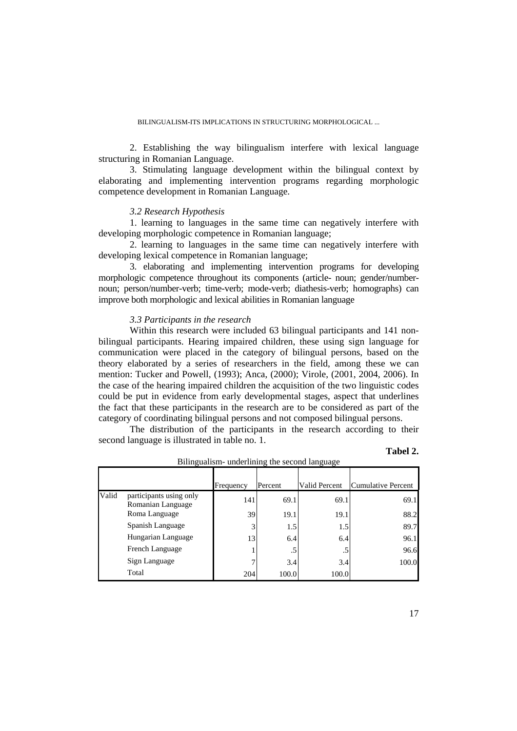2. Establishing the way bilingualism interfere with lexical language structuring in Romanian Language.

3. Stimulating language development within the bilingual context by elaborating and implementing intervention programs regarding morphologic competence development in Romanian Language.

### *3.2 Research Hypothesis*

1. learning to languages in the same time can negatively interfere with developing morphologic competence in Romanian language;

2. learning to languages in the same time can negatively interfere with developing lexical competence in Romanian language;

3. elaborating and implementing intervention programs for developing morphologic competence throughout its components (article- noun; gender/number-noun; person/number-verb; time-verb; mode-verb; diathesis-verb; homographs) can improve both morphologic and lexical abilities in Romanian language

### *3.3 Participants in the research*

Within this research were included 63 bilingual participants and 141 non-bilingual participants. Hearing impaired children, these using sign language for communication were placed in the category of bilingual persons, based on the theory elaborated by a series of researchers in the field, among these we can mention: Tucker and Powell, (1993); Anca, (2000); Virole, (2001, 2004, 2006). In the case of the hearing impaired children the acquisition of the two linguistic codes could be put in evidence from early developmental stages, aspect that underlines the fact that these participants in the research are to be considered as part of the category of coordinating bilingual persons and not composed bilingual persons.

The distribution of the participants in the research according to their second language is illustrated in table no. 1.

**Tabel 2.**

Bilingualism- underlining the second language

| | | Frequency | Percent | Valid Percent | Cumulative Percent |
|---|---|---|---|---|---|
| Valid | participants using only Romanian Language | 141 | 69.1 | 69.1 | 69.1 |
| | Roma Language | 39 | 19.1 | 19.1 | 88.2 |
| | Spanish Language | 3 | 1.5 | 1.5 | 89.7 |
| | Hungarian Language | 13 | 6.4 | 6.4 | 96.1 |
| | French Language | 1 | .5 | .5 | 96.6 |
| | Sign Language | 7 | 3.4 | 3.4 | 100.0 |
| | Total | 204 | 100.0 | 100.0 | |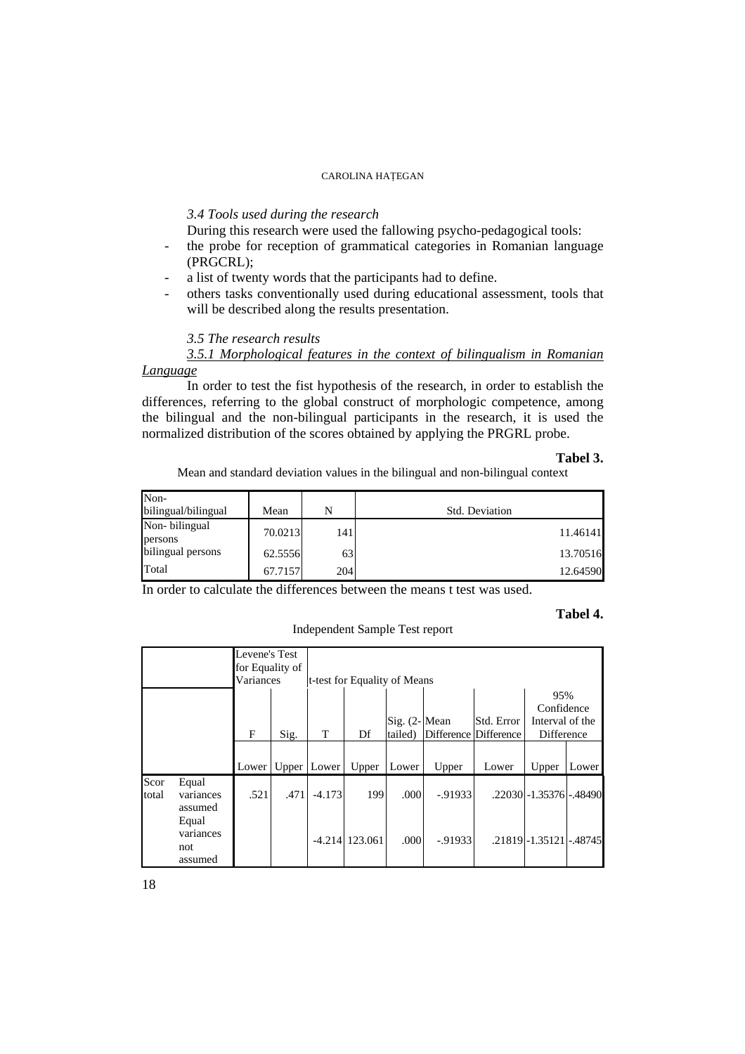*3.4 Tools used during the research*

During this research were used the fallowing psycho-pedagogical tools:

- the probe for reception of grammatical categories in Romanian language (PRGCRL);
- a list of twenty words that the participants had to define.
- others tasks conventionally used during educational assessment, tools that will be described along the results presentation.

*3.5 The research results*

*3.5.1 Morphological features in the context of bilingualism in Romanian Language*

In order to test the fist hypothesis of the research, in order to establish the differences, referring to the global construct of morphologic competence, among the bilingual and the non-bilingual participants in the research, it is used the normalized distribution of the scores obtained by applying the PRGRL probe.

**Tabel 3.**

Mean and standard deviation values in the bilingual and non-bilingual context

| Non-bilingual/bilingual | Mean | N | Std. Deviation |
|---|---|---|---|
| Non- bilingual persons | 70.0213 | 141 | 11.46141 |
| bilingual persons | 62.5556 | 63 | 13.70516 |
| Total | 67.7157 | 204 | 12.64590 |

In order to calculate the differences between the means t test was used.

**Tabel 4.**

Independent Sample Test report

| | | Levene's Test for Equality of Variances | | t-test for Equality of Means | | | | | | |
|---|---|---|---|---|---|---|---|---|---|---|
| | | F | Sig. | T | Df | Sig. (2-tailed) | Mean Difference | Std. Error Difference | 95% Confidence Interval of the Difference | |
| | | Lower | Upper | Lower | Upper | Lower | Upper | Lower | Upper | Lower |
| Scor total | Equal variances assumed | .521 | .471 | -4.173 | 199 | .000 | -.91933 | .22030 | -1.35376 | -.48490 |
| | Equal variances not assumed | | | -4.214 | 123.061 | .000 | -.91933 | .21819 | -1.35121 | -.48745 |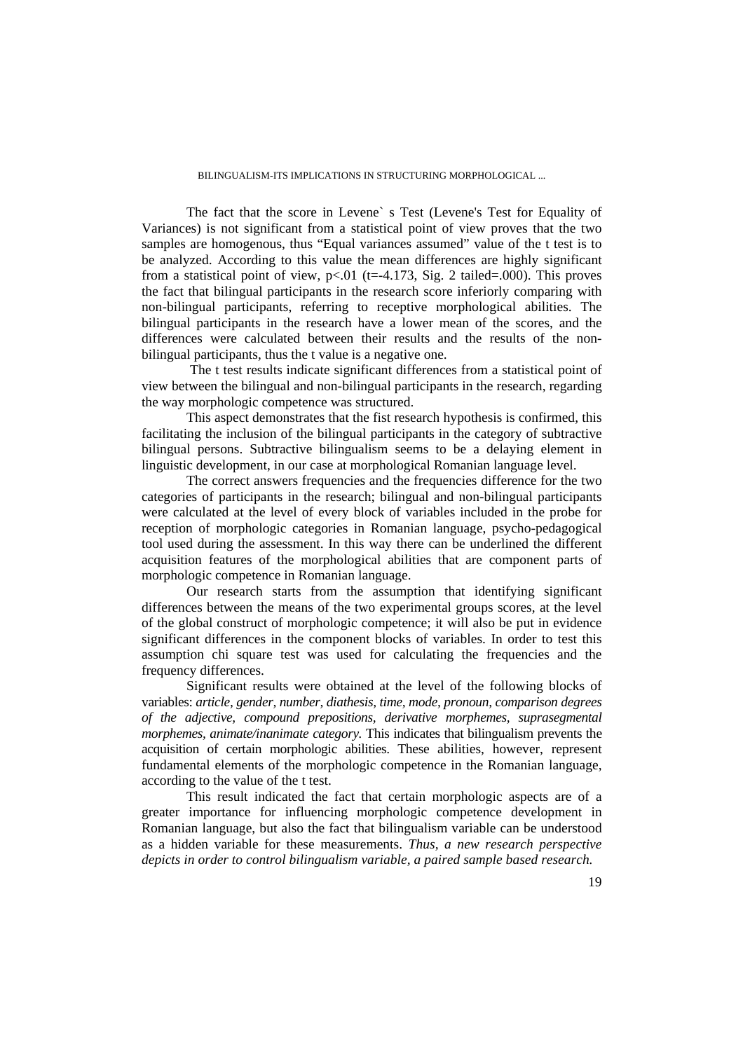The fact that the score in Levene` s Test (Levene's Test for Equality of Variances) is not significant from a statistical point of view proves that the two samples are homogenous, thus "Equal variances assumed" value of the t test is to be analyzed. According to this value the mean differences are highly significant from a statistical point of view, $p<.01$ ($t=-4.173$, Sig. 2 tailed=.000). This proves the fact that bilingual participants in the research score inferiorly comparing with non-bilingual participants, referring to receptive morphological abilities. The bilingual participants in the research have a lower mean of the scores, and the differences were calculated between their results and the results of the non-bilingual participants, thus the t value is a negative one.

The t test results indicate significant differences from a statistical point of view between the bilingual and non-bilingual participants in the research, regarding the way morphologic competence was structured.

This aspect demonstrates that the fist research hypothesis is confirmed, this facilitating the inclusion of the bilingual participants in the category of subtractive bilingual persons. Subtractive bilingualism seems to be a delaying element in linguistic development, in our case at morphological Romanian language level.

The correct answers frequencies and the frequencies difference for the two categories of participants in the research; bilingual and non-bilingual participants were calculated at the level of every block of variables included in the probe for reception of morphologic categories in Romanian language, psycho-pedagogical tool used during the assessment. In this way there can be underlined the different acquisition features of the morphological abilities that are component parts of morphologic competence in Romanian language.

Our research starts from the assumption that identifying significant differences between the means of the two experimental groups scores, at the level of the global construct of morphologic competence; it will also be put in evidence significant differences in the component blocks of variables. In order to test this assumption chi square test was used for calculating the frequencies and the frequency differences.

Significant results were obtained at the level of the following blocks of variables: *article, gender, number, diathesis, time, mode, pronoun, comparison degrees of the adjective, compound prepositions, derivative morphemes, suprasegmental morphemes, animate/inanimate category.* This indicates that bilingualism prevents the acquisition of certain morphologic abilities. These abilities, however, represent fundamental elements of the morphologic competence in the Romanian language, according to the value of the t test.

This result indicated the fact that certain morphologic aspects are of a greater importance for influencing morphologic competence development in Romanian language, but also the fact that bilingualism variable can be understood as a hidden variable for these measurements. *Thus, a new research perspective depicts in order to control bilingualism variable, a paired sample based research.*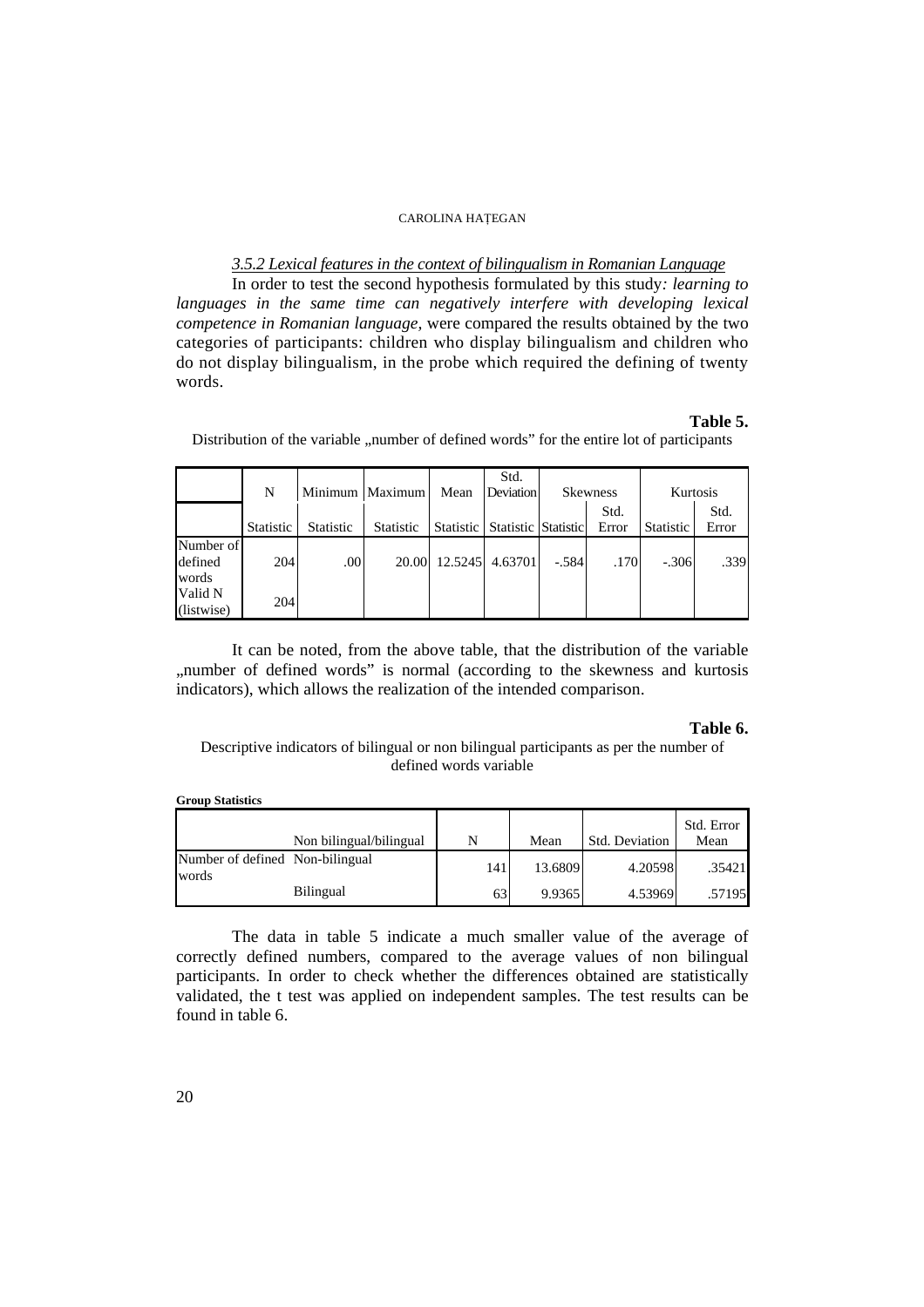### *3.5.2 Lexical features in the context of bilingualism in Romanian Language*

In order to test the second hypothesis formulated by this study*: learning to languages in the same time can negatively interfere with developing lexical competence in Romanian language,* were compared the results obtained by the two categories of participants: children who display bilingualism and children who do not display bilingualism, in the probe which required the defining of twenty words.

**Table 5.**

Distribution of the variable „number of defined words" for the entire lot of participants

| | N | Minimum | Maximum | Mean | Std. Deviation | Skewness | | Kurtosis | |
|---|---|---|---|---|---|---|---|---|---|
| | Statistic | Statistic | Statistic | Statistic | Statistic | Statistic | Std. Error | Statistic | Std. Error |
| Number of defined words | 204 | .00 | 20.00 | 12.5245 | 4.63701 | -.584 | .170 | -.306 | .339 |
| Valid N (listwise) | 204 | | | | | | | | |

It can be noted, from the above table, that the distribution of the variable „number of defined words" is normal (according to the skewness and kurtosis indicators), which allows the realization of the intended comparison.

**Table 6.**

Descriptive indicators of bilingual or non bilingual participants as per the number of defined words variable

**Group Statistics**

| | Non bilingual/bilingual | N | Mean | Std. Deviation | Std. Error Mean |
|---|---|---|---|---|---|
| Number of defined words | Non-bilingual | 141 | 13.6809 | 4.20598 | .35421 |
| | Bilingual | 63 | 9.9365 | 4.53969 | .57195 |

The data in table 5 indicate a much smaller value of the average of correctly defined numbers, compared to the average values of non bilingual participants. In order to check whether the differences obtained are statistically validated, the t test was applied on independent samples. The test results can be found in table 6.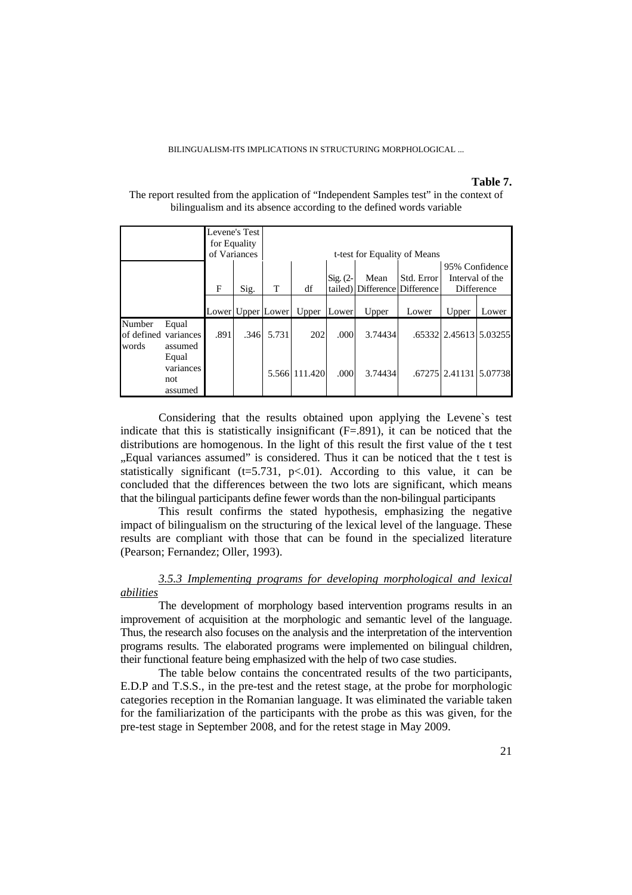**Table 7.**

The report resulted from the application of "Independent Samples test" in the context of bilingualism and its absence according to the defined words variable

| | | Levene's Test for Equality of Variances | | t-test for Equality of Means | | | | | | |
|---|---|---|---|---|---|---|---|---|---|---|
| | | F | Sig. | T | df | Sig. (2-tailed) | Mean Difference | Std. Error Difference | 95% Confidence Interval of the Difference | |
| | | Lower | Upper | Lower | Upper | Lower | Upper | Lower | Upper | Lower |
| Number of defined words | Equal variances assumed | .891 | .346 | 5.731 | 202 | .000 | 3.74434 | .65332 | 2.45613 | 5.03255 |
| | Equal variances not assumed | | | 5.566 | 111.420 | .000 | 3.74434 | .67275 | 2.41131 | 5.07738 |

Considering that the results obtained upon applying the Levene`s test indicate that this is statistically insignificant (F=.891), it can be noticed that the distributions are homogenous. In the light of this result the first value of the t test „Equal variances assumed" is considered. Thus it can be noticed that the t test is statistically significant (t=5.731, p<.01). According to this value, it can be concluded that the differences between the two lots are significant, which means that the bilingual participants define fewer words than the non-bilingual participants

This result confirms the stated hypothesis, emphasizing the negative impact of bilingualism on the structuring of the lexical level of the language. These results are compliant with those that can be found in the specialized literature (Pearson; Fernandez; Oller, 1993).

*3.5.3 Implementing programs for developing morphological and lexical abilities*

The development of morphology based intervention programs results in an improvement of acquisition at the morphologic and semantic level of the language. Thus, the research also focuses on the analysis and the interpretation of the intervention programs results. The elaborated programs were implemented on bilingual children, their functional feature being emphasized with the help of two case studies.

The table below contains the concentrated results of the two participants, E.D.P and T.S.S., in the pre-test and the retest stage, at the probe for morphologic categories reception in the Romanian language. It was eliminated the variable taken for the familiarization of the participants with the probe as this was given, for the pre-test stage in September 2008, and for the retest stage in May 2009.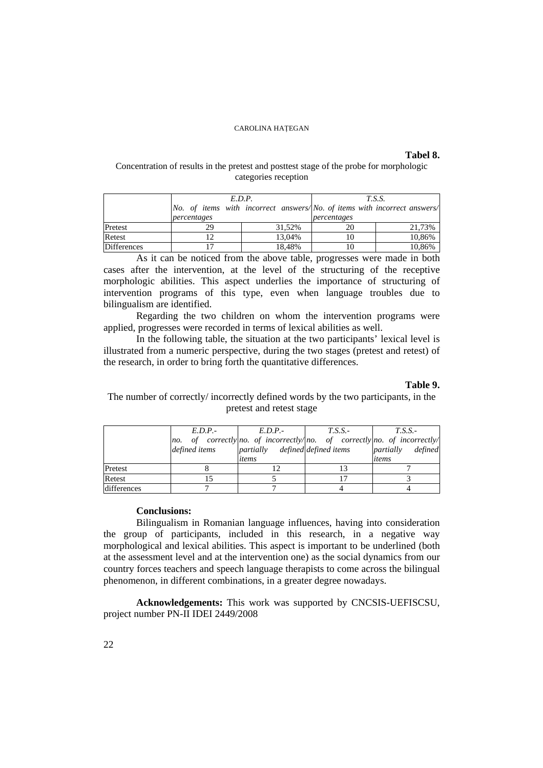**Tabel 8.**

Concentration of results in the pretest and posttest stage of the probe for morphologic categories reception

| | *E.D.P.* | | *T.S.S.* | |
|---|---|---|---|---|
| | *No. of items with incorrect answers/ percentages* | | *No. of items with incorrect answers/ percentages* | |
| Pretest | 29 | 31,52% | 20 | 21,73% |
| Retest | 12 | 13,04% | 10 | 10,86% |
| Differences | 17 | 18,48% | 10 | 10,86% |

As it can be noticed from the above table, progresses were made in both cases after the intervention, at the level of the structuring of the receptive morphologic abilities. This aspect underlies the importance of structuring of intervention programs of this type, even when language troubles due to bilingualism are identified.

Regarding the two children on whom the intervention programs were applied, progresses were recorded in terms of lexical abilities as well.

In the following table, the situation at the two participants' lexical level is illustrated from a numeric perspective, during the two stages (pretest and retest) of the research, in order to bring forth the quantitative differences.

**Table 9.**

The number of correctly/ incorrectly defined words by the two participants, in the pretest and retest stage

| | *E.D.P.- no. of correctly defined items* | *E.D.P.- no. of incorrectly/ partially defined items* | *T.S.S.- no. of correctly defined items* | *T.S.S.- no. of incorrectly/ partially defined items* |
|---|---|---|---|---|
| Pretest | 8 | 12 | 13 | 7 |
| Retest | 15 | 5 | 17 | 3 |
| differences | 7 | 7 | 4 | 4 |

**Conclusions:**

Bilingualism in Romanian language influences, having into consideration the group of participants, included in this research, in a negative way morphological and lexical abilities. This aspect is important to be underlined (both at the assessment level and at the intervention one) as the social dynamics from our country forces teachers and speech language therapists to come across the bilingual phenomenon, in different combinations, in a greater degree nowadays.

**Acknowledgements:** This work was supported by CNCSIS-UEFISCSU, project number PN-II IDEI 2449/2008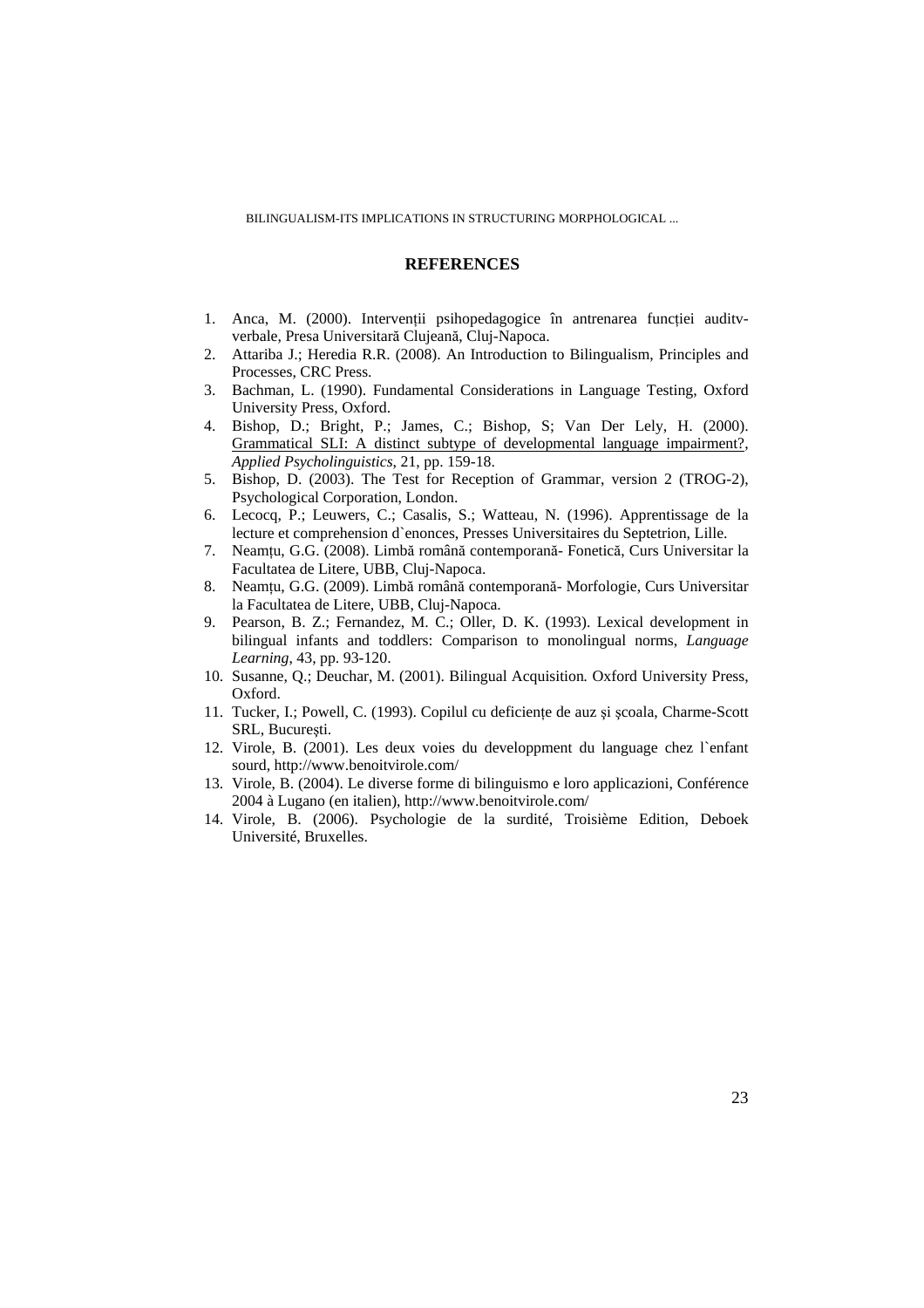## REFERENCES

1. Anca, M. (2000). Intervenții psihopedagogice în antrenarea funcției auditv-verbale, Presa Universitară Clujeană, Cluj-Napoca.
2. Attariba J.; Heredia R.R. (2008). An Introduction to Bilingualism, Principles and Processes, CRC Press.
3. Bachman, L. (1990). Fundamental Considerations in Language Testing, Oxford University Press, Oxford.
4. Bishop, D.; Bright, P.; James, C.; Bishop, S; Van Der Lely, H. (2000). Grammatical SLI: A distinct subtype of developmental language impairment?, *Applied Psycholinguistics*, 21, pp. 159-18.
5. Bishop, D. (2003). The Test for Reception of Grammar, version 2 (TROG-2), Psychological Corporation, London.
6. Lecocq, P.; Leuwers, C.; Casalis, S.; Watteau, N. (1996). Apprentissage de la lecture et comprehension d`enonces, Presses Universitaires du Septetrion, Lille.
7. Neamțu, G.G. (2008). Limbă română contemporană- Fonetică, Curs Universitar la Facultatea de Litere, UBB, Cluj-Napoca.
8. Neamțu, G.G. (2009). Limbă română contemporană- Morfologie, Curs Universitar la Facultatea de Litere, UBB, Cluj-Napoca.
9. Pearson, B. Z.; Fernandez, M. C.; Oller, D. K. (1993). Lexical development in bilingual infants and toddlers: Comparison to monolingual norms, *Language Learning*, 43, pp. 93-120.
10. Susanne, Q.; Deuchar, M. (2001). Bilingual Acquisition*.* Oxford University Press, Oxford.
11. Tucker, I.; Powell, C. (1993). Copilul cu deficiențe de auz și școala, Charme-Scott SRL, București.
12. Virole, B. (2001). Les deux voies du developpment du language chez l`enfant sourd, http://www.benoitvirole.com/
13. Virole, B. (2004). Le diverse forme di bilinguismo e loro applicazioni, Conférence 2004 à Lugano (en italien), http://www.benoitvirole.com/
14. Virole, B. (2006). Psychologie de la surdité, Troisième Edition, Deboek Université, Bruxelles.